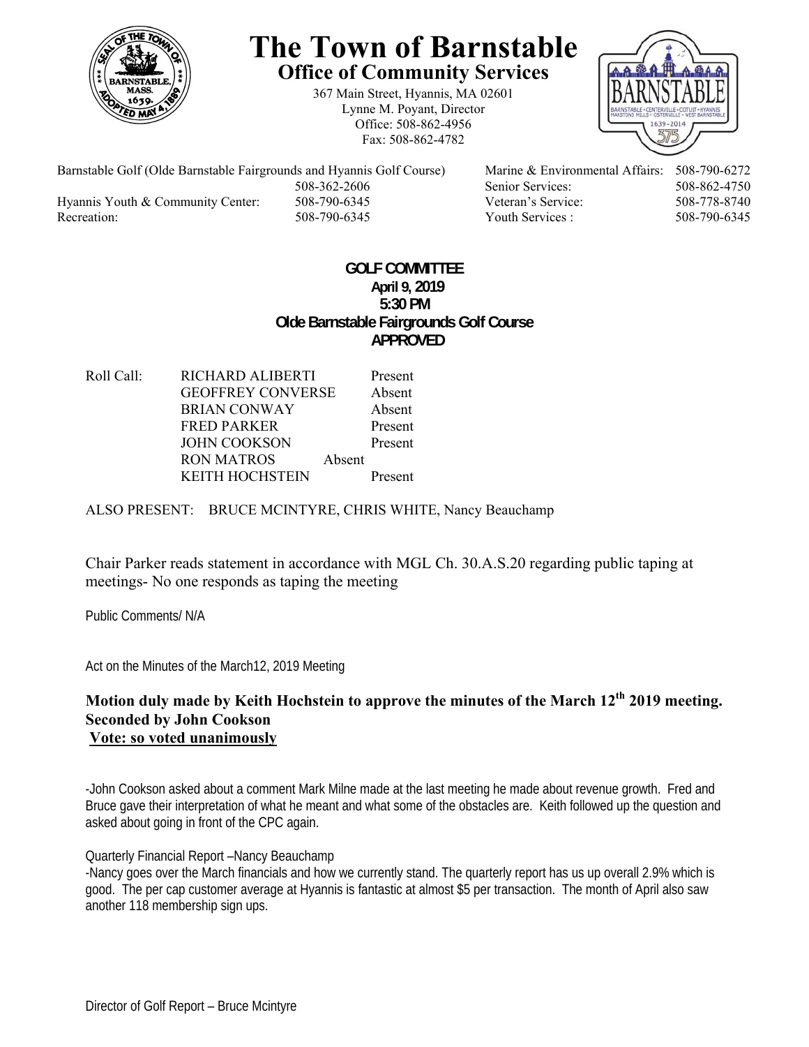# The Town of Barnstable

## Office of Community Services

367 Main Street, Hyannis, MA 02601
Lynne M. Poyant, Director
Office: 508-862-4956
Fax: 508-862-4782

| | | | |
|---|---|---|---|
| Barnstable Golf (Olde Barnstable Fairgrounds and Hyannis Golf Course) | 508-362-2606 | Marine & Environmental Affairs: | 508-790-6272 |
| | | Senior Services: | 508-862-4750 |
| Hyannis Youth & Community Center: | 508-790-6345 | Veteran's Service: | 508-778-8740 |
| Recreation: | 508-790-6345 | Youth Services : | 508-790-6345 |

**GOLF COMMITTEE**
**April 9, 2019**
**5:30 PM**
**Olde Barnstable Fairgrounds Golf Course**
**APPROVED**

Roll Call:

| | |
|---|---|
| RICHARD ALIBERTI | Present |
| GEOFFREY CONVERSE | Absent |
| BRIAN CONWAY | Absent |
| FRED PARKER | Present |
| JOHN COOKSON | Present |
| RON MATROS | Absent |
| KEITH HOCHSTEIN | Present |

ALSO PRESENT: BRUCE MCINTYRE, CHRIS WHITE, Nancy Beauchamp

Chair Parker reads statement in accordance with MGL Ch. 30.A.S.20 regarding public taping at meetings- No one responds as taping the meeting

Public Comments/ N/A

Act on the Minutes of the March12, 2019 Meeting

**Motion duly made by Keith Hochstein to approve the minutes of the March 12th 2019 meeting.**
**Seconded by John Cookson**
**Vote: so voted unanimously**

-John Cookson asked about a comment Mark Milne made at the last meeting he made about revenue growth. Fred and Bruce gave their interpretation of what he meant and what some of the obstacles are. Keith followed up the question and asked about going in front of the CPC again.

Quarterly Financial Report –Nancy Beauchamp

-Nancy goes over the March financials and how we currently stand. The quarterly report has us up overall 2.9% which is good. The per cap customer average at Hyannis is fantastic at almost $5 per transaction. The month of April also saw another 118 membership sign ups.

Director of Golf Report – Bruce Mcintyre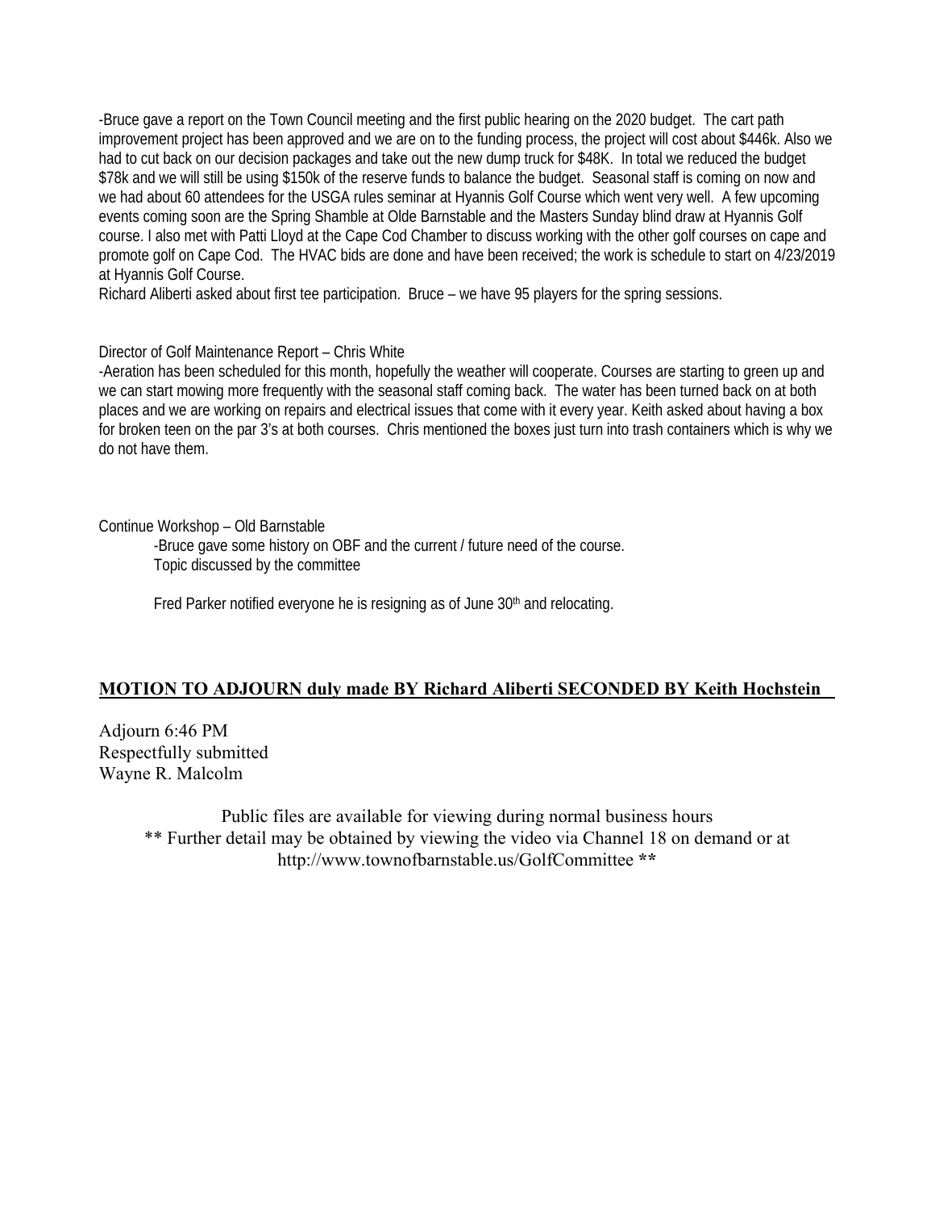-Bruce gave a report on the Town Council meeting and the first public hearing on the 2020 budget. The cart path improvement project has been approved and we are on to the funding process, the project will cost about $446k. Also we had to cut back on our decision packages and take out the new dump truck for $48K. In total we reduced the budget $78k and we will still be using $150k of the reserve funds to balance the budget. Seasonal staff is coming on now and we had about 60 attendees for the USGA rules seminar at Hyannis Golf Course which went very well. A few upcoming events coming soon are the Spring Shamble at Olde Barnstable and the Masters Sunday blind draw at Hyannis Golf course. I also met with Patti Lloyd at the Cape Cod Chamber to discuss working with the other golf courses on cape and promote golf on Cape Cod. The HVAC bids are done and have been received; the work is schedule to start on 4/23/2019 at Hyannis Golf Course.
Richard Aliberti asked about first tee participation. Bruce – we have 95 players for the spring sessions.

Director of Golf Maintenance Report – Chris White
-Aeration has been scheduled for this month, hopefully the weather will cooperate. Courses are starting to green up and we can start mowing more frequently with the seasonal staff coming back. The water has been turned back on at both places and we are working on repairs and electrical issues that come with it every year. Keith asked about having a box for broken teen on the par 3's at both courses. Chris mentioned the boxes just turn into trash containers which is why we do not have them.

Continue Workshop – Old Barnstable
-Bruce gave some history on OBF and the current / future need of the course.
Topic discussed by the committee

Fred Parker notified everyone he is resigning as of June 30th and relocating.

**MOTION TO ADJOURN duly made BY Richard Aliberti SECONDED BY Keith Hochstein**

Adjourn 6:46 PM
Respectfully submitted
Wayne R. Malcolm

Public files are available for viewing during normal business hours
** Further detail may be obtained by viewing the video via Channel 18 on demand or at http://www.townofbarnstable.us/GolfCommittee **